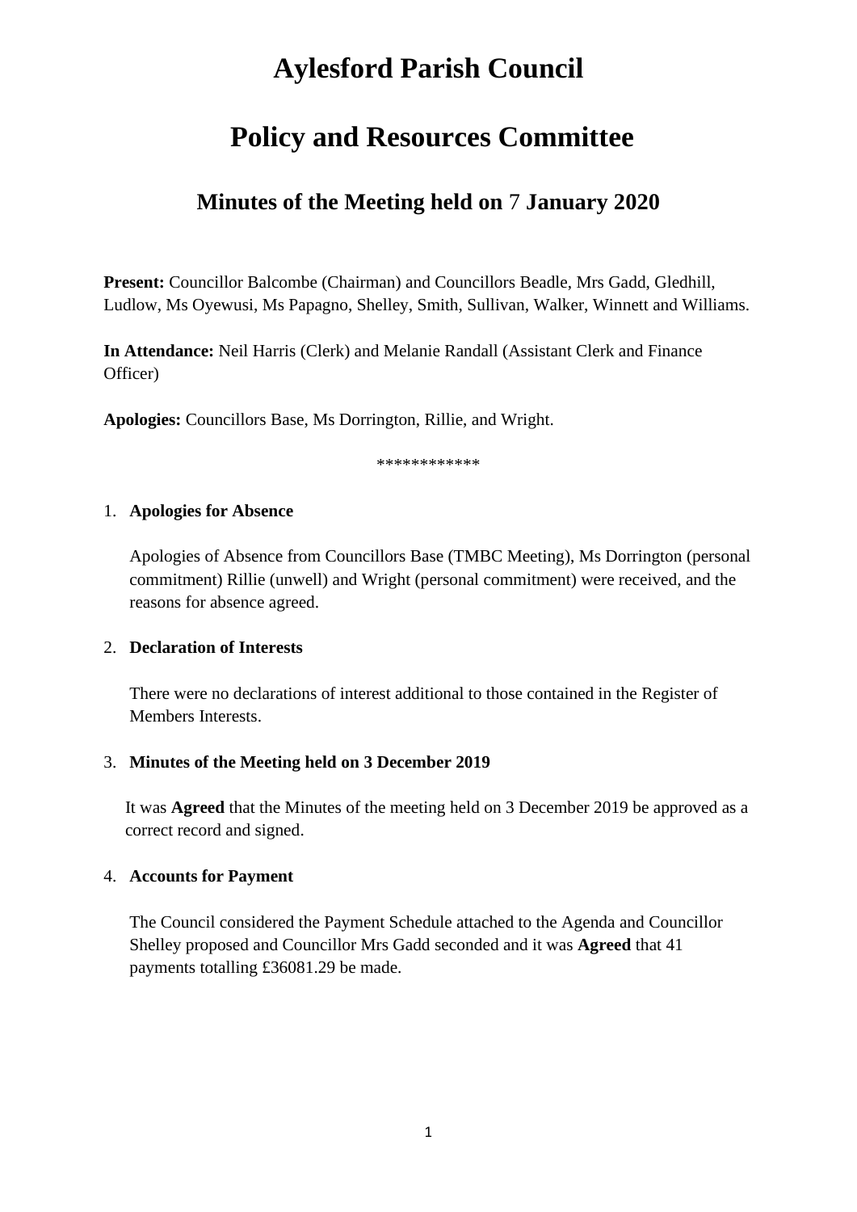# Aylesford Parish Council

# Policy and Resources Committee

## Minutes of the Meeting held on 7 January 2020

**Present:** Councillor Balcombe (Chairman) and Councillors Beadle, Mrs Gadd, Gledhill, Ludlow, Ms Oyewusi, Ms Papagno, Shelley, Smith, Sullivan, Walker, Winnett and Williams.

**In Attendance:** Neil Harris (Clerk) and Melanie Randall (Assistant Clerk and Finance Officer)

**Apologies:** Councillors Base, Ms Dorrington, Rillie, and Wright.

************

1. **Apologies for Absence**

   Apologies of Absence from Councillors Base (TMBC Meeting), Ms Dorrington (personal commitment) Rillie (unwell) and Wright (personal commitment) were received, and the reasons for absence agreed.

2. **Declaration of Interests**

   There were no declarations of interest additional to those contained in the Register of Members Interests.

3. **Minutes of the Meeting held on 3 December 2019**

   It was **Agreed** that the Minutes of the meeting held on 3 December 2019 be approved as a correct record and signed.

4. **Accounts for Payment**

   The Council considered the Payment Schedule attached to the Agenda and Councillor Shelley proposed and Councillor Mrs Gadd seconded and it was **Agreed** that 41 payments totalling £36081.29 be made.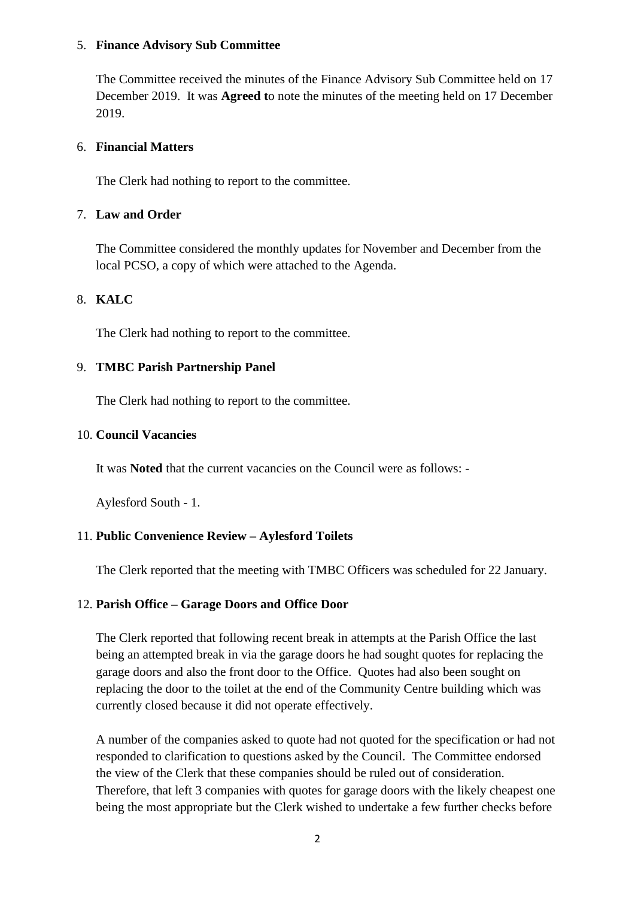5. **Finance Advisory Sub Committee**

   The Committee received the minutes of the Finance Advisory Sub Committee held on 17 December 2019. It was **Agreed t**o note the minutes of the meeting held on 17 December 2019.

6. **Financial Matters**

   The Clerk had nothing to report to the committee.

7. **Law and Order**

   The Committee considered the monthly updates for November and December from the local PCSO, a copy of which were attached to the Agenda.

8. **KALC**

   The Clerk had nothing to report to the committee.

9. **TMBC Parish Partnership Panel**

   The Clerk had nothing to report to the committee.

10. **Council Vacancies**

    It was **Noted** that the current vacancies on the Council were as follows: -

    Aylesford South - 1.

11. **Public Convenience Review – Aylesford Toilets**

    The Clerk reported that the meeting with TMBC Officers was scheduled for 22 January.

12. **Parish Office – Garage Doors and Office Door**

    The Clerk reported that following recent break in attempts at the Parish Office the last being an attempted break in via the garage doors he had sought quotes for replacing the garage doors and also the front door to the Office. Quotes had also been sought on replacing the door to the toilet at the end of the Community Centre building which was currently closed because it did not operate effectively.

    A number of the companies asked to quote had not quoted for the specification or had not responded to clarification to questions asked by the Council. The Committee endorsed the view of the Clerk that these companies should be ruled out of consideration. Therefore, that left 3 companies with quotes for garage doors with the likely cheapest one being the most appropriate but the Clerk wished to undertake a few further checks before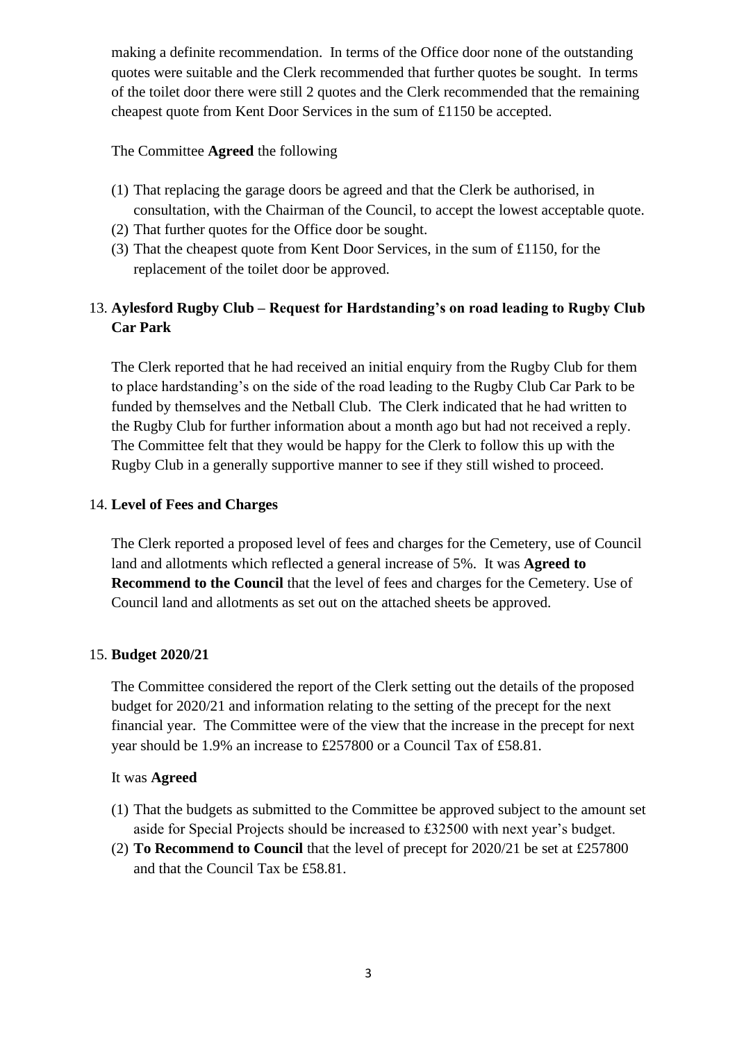making a definite recommendation. In terms of the Office door none of the outstanding quotes were suitable and the Clerk recommended that further quotes be sought. In terms of the toilet door there were still 2 quotes and the Clerk recommended that the remaining cheapest quote from Kent Door Services in the sum of £1150 be accepted.

The Committee **Agreed** the following

(1) That replacing the garage doors be agreed and that the Clerk be authorised, in consultation, with the Chairman of the Council, to accept the lowest acceptable quote.
(2) That further quotes for the Office door be sought.
(3) That the cheapest quote from Kent Door Services, in the sum of £1150, for the replacement of the toilet door be approved.

13. **Aylesford Rugby Club – Request for Hardstanding's on road leading to Rugby Club Car Park**

The Clerk reported that he had received an initial enquiry from the Rugby Club for them to place hardstanding's on the side of the road leading to the Rugby Club Car Park to be funded by themselves and the Netball Club. The Clerk indicated that he had written to the Rugby Club for further information about a month ago but had not received a reply. The Committee felt that they would be happy for the Clerk to follow this up with the Rugby Club in a generally supportive manner to see if they still wished to proceed.

14. **Level of Fees and Charges**

The Clerk reported a proposed level of fees and charges for the Cemetery, use of Council land and allotments which reflected a general increase of 5%. It was **Agreed to Recommend to the Council** that the level of fees and charges for the Cemetery. Use of Council land and allotments as set out on the attached sheets be approved.

15. **Budget 2020/21**

The Committee considered the report of the Clerk setting out the details of the proposed budget for 2020/21 and information relating to the setting of the precept for the next financial year. The Committee were of the view that the increase in the precept for next year should be 1.9% an increase to £257800 or a Council Tax of £58.81.

It was **Agreed**

(1) That the budgets as submitted to the Committee be approved subject to the amount set aside for Special Projects should be increased to £32500 with next year's budget.
(2) **To Recommend to Council** that the level of precept for 2020/21 be set at £257800 and that the Council Tax be £58.81.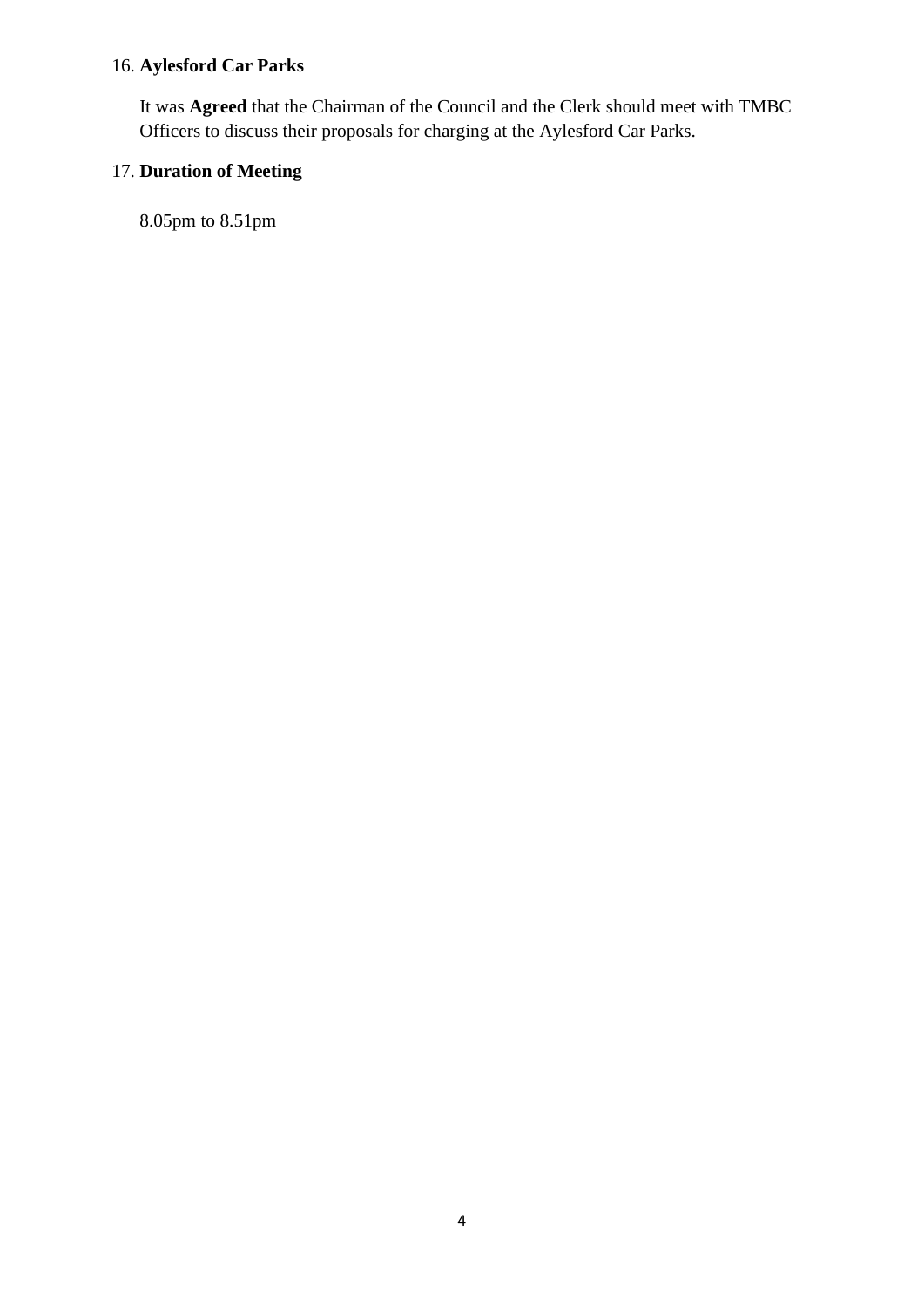16. **Aylesford Car Parks**

    It was **Agreed** that the Chairman of the Council and the Clerk should meet with TMBC Officers to discuss their proposals for charging at the Aylesford Car Parks.

17. **Duration of Meeting**

    8.05pm to 8.51pm